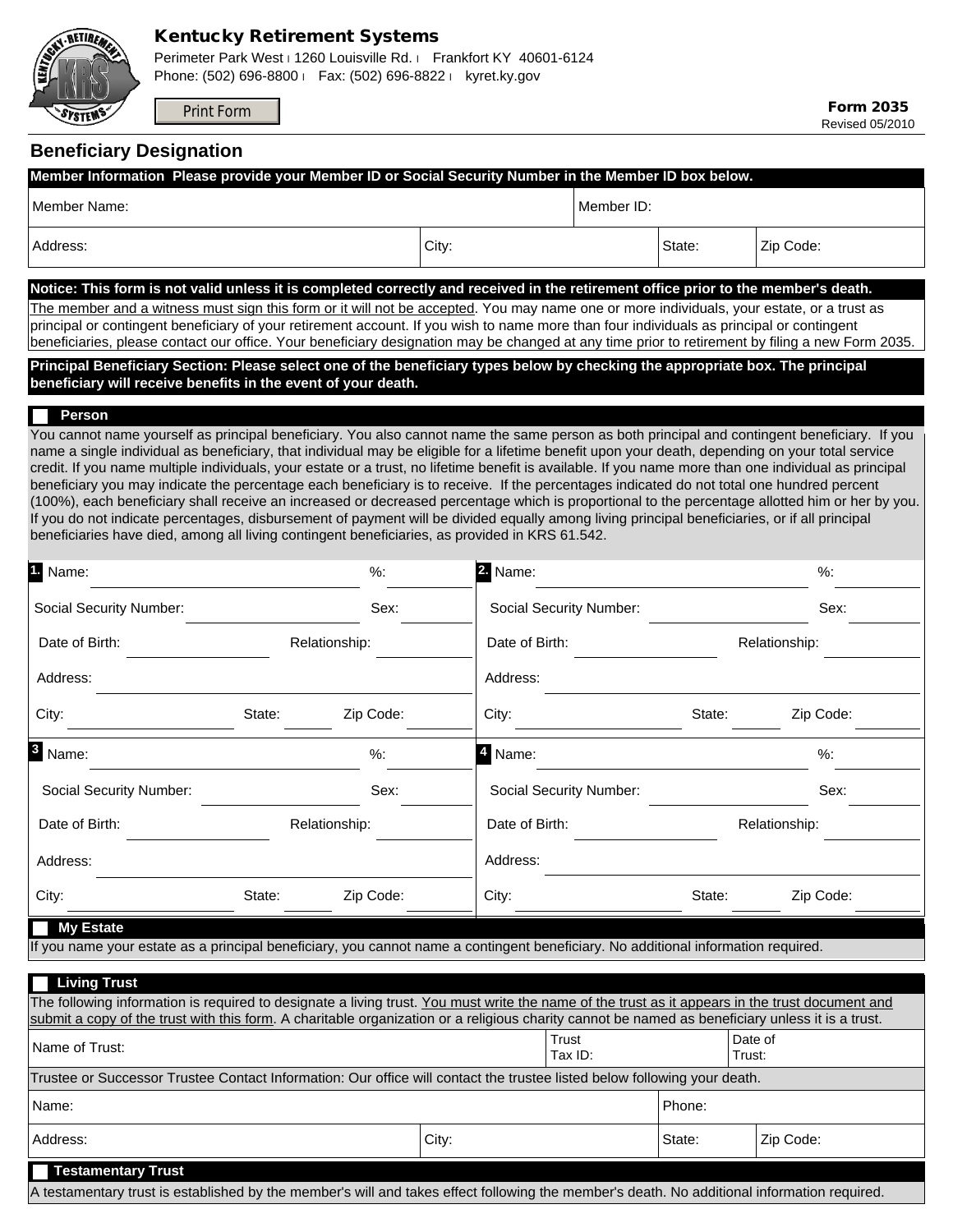# Kentucky Retirement Systems

Perimeter Park West | 1260 Louisville Rd. | Frankfort KY 40601-6124
Phone: (502) 696-8800 | Fax: (502) 696-8822 | kyret.ky.gov

Print Form

**Form 2035**
Revised 05/2010

## Beneficiary Designation

**Member Information Please provide your Member ID or Social Security Number in the Member ID box below.**

| Member Name: | | Member ID: | |
|---|---|---|---|
| Address: | City: | State: | Zip Code: |

**Notice: This form is not valid unless it is completed correctly and received in the retirement office prior to the member's death.**

The member and a witness must sign this form or it will not be accepted. You may name one or more individuals, your estate, or a trust as principal or contingent beneficiary of your retirement account. If you wish to name more than four individuals as principal or contingent beneficiaries, please contact our office. Your beneficiary designation may be changed at any time prior to retirement by filing a new Form 2035.

**Principal Beneficiary Section: Please select one of the beneficiary types below by checking the appropriate box. The principal beneficiary will receive benefits in the event of your death.**

### ☐ Person

You cannot name yourself as principal beneficiary. You also cannot name the same person as both principal and contingent beneficiary. If you name a single individual as beneficiary, that individual may be eligible for a lifetime benefit upon your death, depending on your total service credit. If you name multiple individuals, your estate or a trust, no lifetime benefit is available. If you name more than one individual as principal beneficiary you may indicate the percentage each beneficiary is to receive. If the percentages indicated do not total one hundred percent (100%), each beneficiary shall receive an increased or decreased percentage which is proportional to the percentage allotted him or her by you. If you do not indicate percentages, disbursement of payment will be divided equally among living principal beneficiaries, or if all principal beneficiaries have died, among all living contingent beneficiaries, as provided in KRS 61.542.

**1.** Name: ____________ %: ______
Social Security Number: ____________ Sex: ______
Date of Birth: ____________ Relationship: ______
Address: ____________
City: ____________ State: ______ Zip Code: ______

**2.** Name: ____________ %: ______
Social Security Number: ____________ Sex: ______
Date of Birth: ____________ Relationship: ______
Address: ____________
City: ____________ State: ______ Zip Code: ______

**3** Name: ____________ %: ______
Social Security Number: ____________ Sex: ______
Date of Birth: ____________ Relationship: ______
Address: ____________
City: ____________ State: ______ Zip Code: ______

**4** Name: ____________ %: ______
Social Security Number: ____________ Sex: ______
Date of Birth: ____________ Relationship: ______
Address: ____________
City: ____________ State: ______ Zip Code: ______

### ☐ My Estate

If you name your estate as a principal beneficiary, you cannot name a contingent beneficiary. No additional information required.

### ☐ Living Trust

The following information is required to designate a living trust. You must write the name of the trust as it appears in the trust document and submit a copy of the trust with this form. A charitable organization or a religious charity cannot be named as beneficiary unless it is a trust.

| Name of Trust: | Trust Tax ID: | Date of Trust: |
|---|---|---|

Trustee or Successor Trustee Contact Information: Our office will contact the trustee listed below following your death.

| Name: | | Phone: | |
|---|---|---|---|
| Address: | City: | State: | Zip Code: |

### ☐ Testamentary Trust

A testamentary trust is established by the member's will and takes effect following the member's death. No additional information required.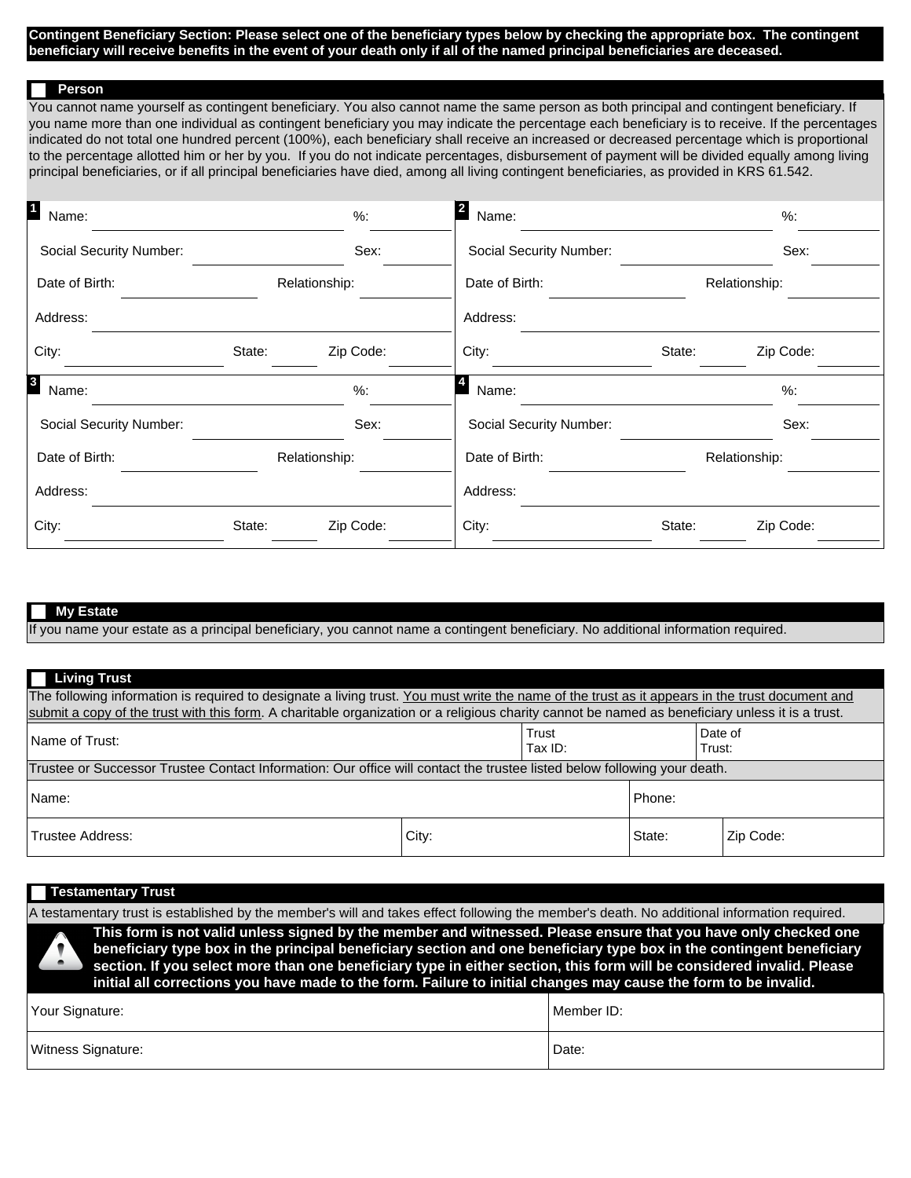**Contingent Beneficiary Section: Please select one of the beneficiary types below by checking the appropriate box. The contingent beneficiary will receive benefits in the event of your death only if all of the named principal beneficiaries are deceased.**

☐ **Person**

You cannot name yourself as contingent beneficiary. You also cannot name the same person as both principal and contingent beneficiary. If you name more than one individual as contingent beneficiary you may indicate the percentage each beneficiary is to receive. If the percentages indicated do not total one hundred percent (100%), each beneficiary shall receive an increased or decreased percentage which is proportional to the percentage allotted him or her by you. If you do not indicate percentages, disbursement of payment will be divided equally among living principal beneficiaries, or if all principal beneficiaries have died, among all living contingent beneficiaries, as provided in KRS 61.542.

| | |
|---|---|
| **1** Name: ______ %: ______ | **2** Name: ______ %: ______ |
| Social Security Number: ______ Sex: ______ | Social Security Number: ______ Sex: ______ |
| Date of Birth: ______ Relationship: ______ | Date of Birth: ______ Relationship: ______ |
| Address: ______ | Address: ______ |
| City: ______ State: ______ Zip Code: ______ | City: ______ State: ______ Zip Code: ______ |
| **3** Name: ______ %: ______ | **4** Name: ______ %: ______ |
| Social Security Number: ______ Sex: ______ | Social Security Number: ______ Sex: ______ |
| Date of Birth: ______ Relationship: ______ | Date of Birth: ______ Relationship: ______ |
| Address: ______ | Address: ______ |
| City: ______ State: ______ Zip Code: ______ | City: ______ State: ______ Zip Code: ______ |

☐ **My Estate**

If you name your estate as a principal beneficiary, you cannot name a contingent beneficiary. No additional information required.

☐ **Living Trust**

The following information is required to designate a living trust. You must write the name of the trust as it appears in the trust document and submit a copy of the trust with this form. A charitable organization or a religious charity cannot be named as beneficiary unless it is a trust.

| | | |
|---|---|---|
| Name of Trust: | Trust Tax ID: | Date of Trust: |

Trustee or Successor Trustee Contact Information: Our office will contact the trustee listed below following your death.

| | | | |
|---|---|---|---|
| Name: | | Phone: | |
| Trustee Address: | City: | State: | Zip Code: |

☐ **Testamentary Trust**

A testamentary trust is established by the member's will and takes effect following the member's death. No additional information required.

**This form is not valid unless signed by the member and witnessed. Please ensure that you have only checked one beneficiary type box in the principal beneficiary section and one beneficiary type box in the contingent beneficiary section. If you select more than one beneficiary type in either section, this form will be considered invalid. Please initial all corrections you have made to the form. Failure to initial changes may cause the form to be invalid.**

| | |
|---|---|
| Your Signature: | Member ID: |
| Witness Signature: | Date: |